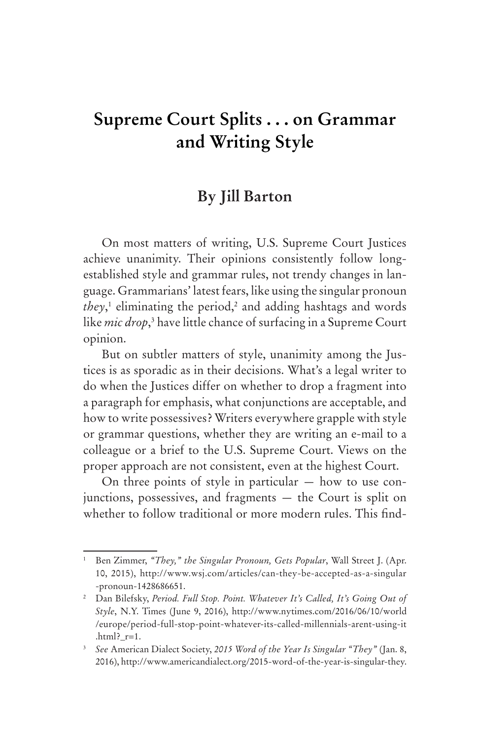# Supreme Court Splits . . . on Grammar and Writing Style

## By Jill Barton

On most matters of writing, U.S. Supreme Court Justices achieve unanimity. Their opinions consistently follow long-established style and grammar rules, not trendy changes in language. Grammarians' latest fears, like using the singular pronoun *they*,[1] eliminating the period,[2] and adding hashtags and words like *mic drop*,[3] have little chance of surfacing in a Supreme Court opinion.

But on subtler matters of style, unanimity among the Justices is as sporadic as in their decisions. What's a legal writer to do when the Justices differ on whether to drop a fragment into a paragraph for emphasis, what conjunctions are acceptable, and how to write possessives? Writers everywhere grapple with style or grammar questions, whether they are writing an e-mail to a colleague or a brief to the U.S. Supreme Court. Views on the proper approach are not consistent, even at the highest Court.

On three points of style in particular — how to use conjunctions, possessives, and fragments — the Court is split on whether to follow traditional or more modern rules. This find-

---

[1] Ben Zimmer, *"They," the Singular Pronoun, Gets Popular*, Wall Street J. (Apr. 10, 2015), http://www.wsj.com/articles/can-they-be-accepted-as-a-singular-pronoun-1428686651.

[2] Dan Bilefsky, *Period. Full Stop. Point. Whatever It's Called, It's Going Out of Style*, N.Y. Times (June 9, 2016), http://www.nytimes.com/2016/06/10/world/europe/period-full-stop-point-whatever-its-called-millennials-arent-using-it.html?_r=1.

[3] *See* American Dialect Society, *2015 Word of the Year Is Singular "They"* (Jan. 8, 2016), http://www.americandialect.org/2015-word-of-the-year-is-singular-they.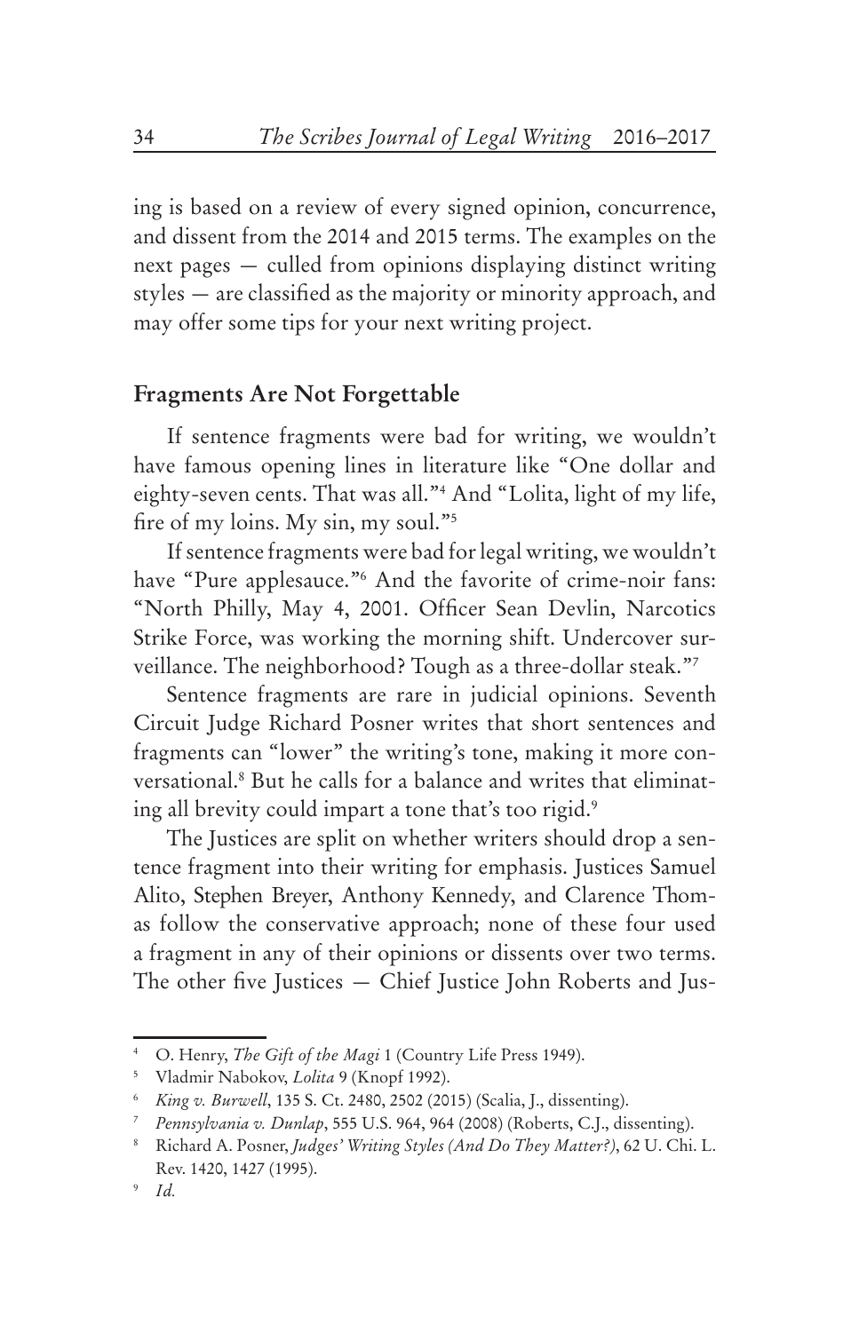ing is based on a review of every signed opinion, concurrence, and dissent from the 2014 and 2015 terms. The examples on the next pages — culled from opinions displaying distinct writing styles — are classified as the majority or minority approach, and may offer some tips for your next writing project.

## Fragments Are Not Forgettable

If sentence fragments were bad for writing, we wouldn't have famous opening lines in literature like "One dollar and eighty-seven cents. That was all."[4] And "Lolita, light of my life, fire of my loins. My sin, my soul."[5]

If sentence fragments were bad for legal writing, we wouldn't have "Pure applesauce."[6] And the favorite of crime-noir fans: "North Philly, May 4, 2001. Officer Sean Devlin, Narcotics Strike Force, was working the morning shift. Undercover surveillance. The neighborhood? Tough as a three-dollar steak."[7]

Sentence fragments are rare in judicial opinions. Seventh Circuit Judge Richard Posner writes that short sentences and fragments can "lower" the writing's tone, making it more conversational.[8] But he calls for a balance and writes that eliminating all brevity could impart a tone that's too rigid.[9]

The Justices are split on whether writers should drop a sentence fragment into their writing for emphasis. Justices Samuel Alito, Stephen Breyer, Anthony Kennedy, and Clarence Thomas follow the conservative approach; none of these four used a fragment in any of their opinions or dissents over two terms. The other five Justices — Chief Justice John Roberts and Jus-

---

[4] O. Henry, *The Gift of the Magi* 1 (Country Life Press 1949).

[5] Vladmir Nabokov, *Lolita* 9 (Knopf 1992).

[6] *King v. Burwell*, 135 S. Ct. 2480, 2502 (2015) (Scalia, J., dissenting).

[7] *Pennsylvania v. Dunlap*, 555 U.S. 964, 964 (2008) (Roberts, C.J., dissenting).

[8] Richard A. Posner, *Judges' Writing Styles (And Do They Matter?)*, 62 U. Chi. L. Rev. 1420, 1427 (1995).

[9] *Id.*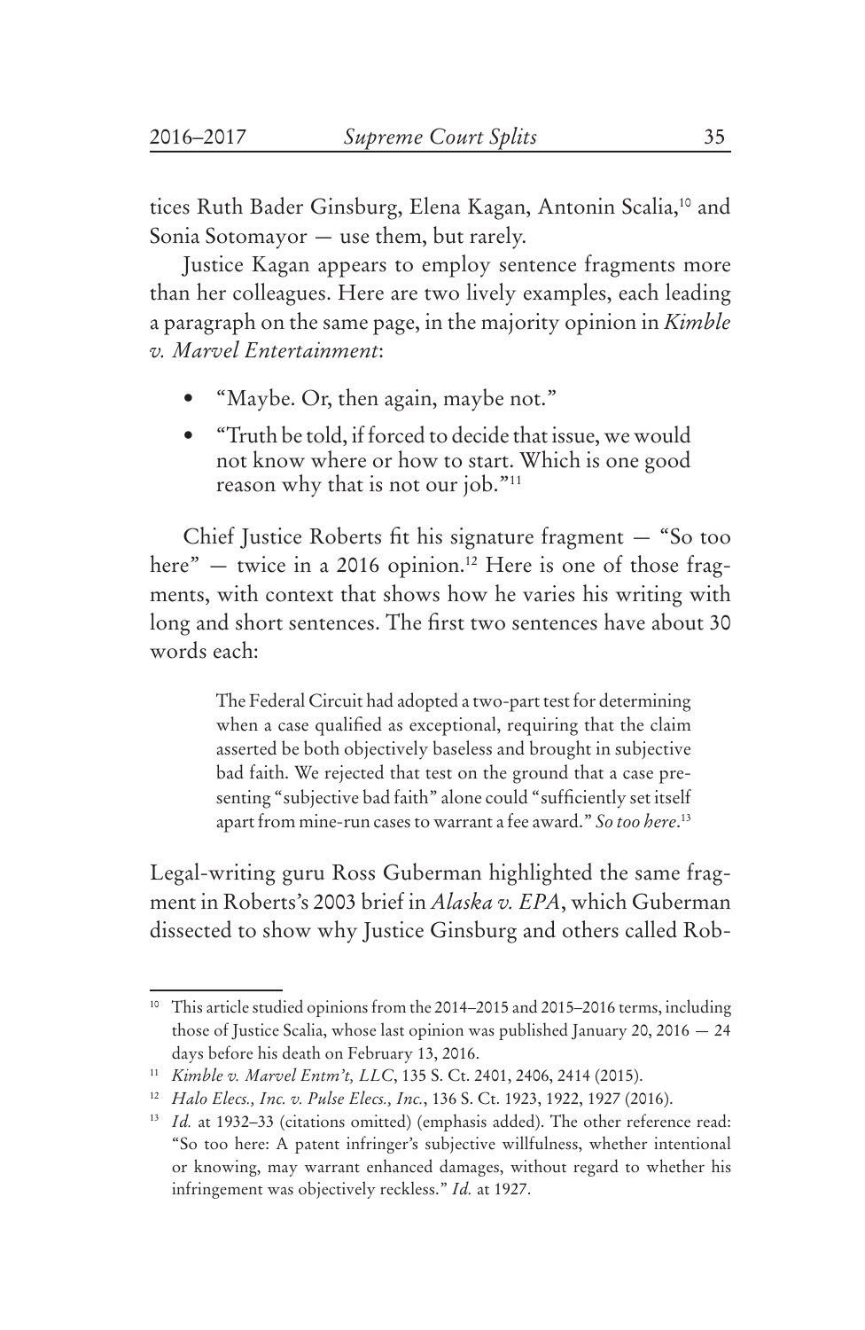tices Ruth Bader Ginsburg, Elena Kagan, Antonin Scalia,[10] and Sonia Sotomayor — use them, but rarely.

Justice Kagan appears to employ sentence fragments more than her colleagues. Here are two lively examples, each leading a paragraph on the same page, in the majority opinion in *Kimble v. Marvel Entertainment*:

- "Maybe. Or, then again, maybe not."
- "Truth be told, if forced to decide that issue, we would not know where or how to start. Which is one good reason why that is not our job."[11]

Chief Justice Roberts fit his signature fragment — "So too here" — twice in a 2016 opinion.[12] Here is one of those fragments, with context that shows how he varies his writing with long and short sentences. The first two sentences have about 30 words each:

> The Federal Circuit had adopted a two-part test for determining when a case qualified as exceptional, requiring that the claim asserted be both objectively baseless and brought in subjective bad faith. We rejected that test on the ground that a case presenting "subjective bad faith" alone could "sufficiently set itself apart from mine-run cases to warrant a fee award." *So too here*.[13]

Legal-writing guru Ross Guberman highlighted the same fragment in Roberts's 2003 brief in *Alaska v. EPA*, which Guberman dissected to show why Justice Ginsburg and others called Rob-

---

[10] This article studied opinions from the 2014–2015 and 2015–2016 terms, including those of Justice Scalia, whose last opinion was published January 20, 2016 — 24 days before his death on February 13, 2016.

[11] *Kimble v. Marvel Entm't, LLC*, 135 S. Ct. 2401, 2406, 2414 (2015).

[12] *Halo Elecs., Inc. v. Pulse Elecs., Inc.*, 136 S. Ct. 1923, 1922, 1927 (2016).

[13] *Id.* at 1932–33 (citations omitted) (emphasis added). The other reference read: "So too here: A patent infringer's subjective willfulness, whether intentional or knowing, may warrant enhanced damages, without regard to whether his infringement was objectively reckless." *Id.* at 1927.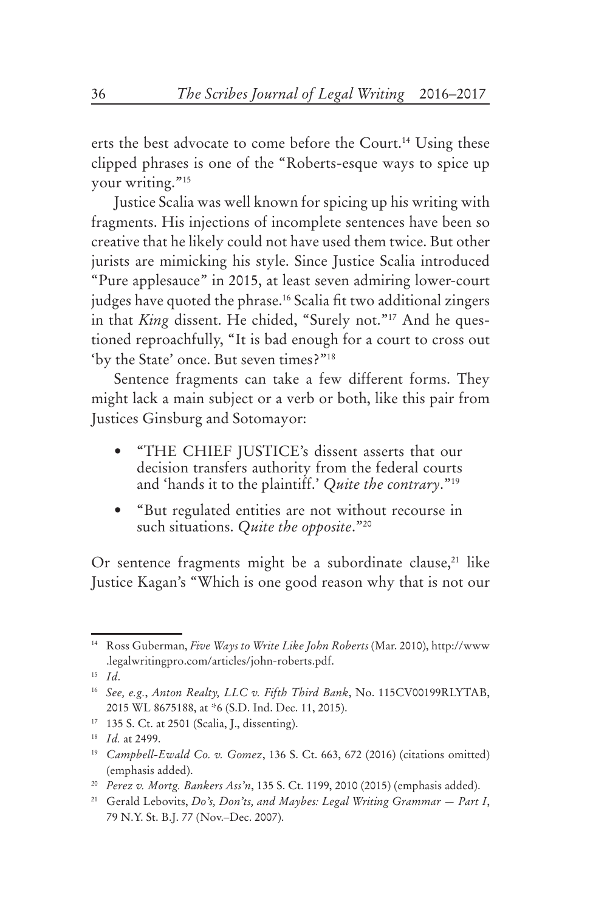erts the best advocate to come before the Court.[14] Using these clipped phrases is one of the "Roberts-esque ways to spice up your writing."[15]

Justice Scalia was well known for spicing up his writing with fragments. His injections of incomplete sentences have been so creative that he likely could not have used them twice. But other jurists are mimicking his style. Since Justice Scalia introduced "Pure applesauce" in 2015, at least seven admiring lower-court judges have quoted the phrase.[16] Scalia fit two additional zingers in that *King* dissent. He chided, "Surely not."[17] And he questioned reproachfully, "It is bad enough for a court to cross out 'by the State' once. But seven times?"[18]

Sentence fragments can take a few different forms. They might lack a main subject or a verb or both, like this pair from Justices Ginsburg and Sotomayor:

- "THE CHIEF JUSTICE's dissent asserts that our decision transfers authority from the federal courts and 'hands it to the plaintiff.' *Quite the contrary*."[19]
- "But regulated entities are not without recourse in such situations. *Quite the opposite*."[20]

Or sentence fragments might be a subordinate clause,[21] like Justice Kagan's "Which is one good reason why that is not our

---

[14] Ross Guberman, *Five Ways to Write Like John Roberts* (Mar. 2010), http://www.legalwritingpro.com/articles/john-roberts.pdf.

[15] *Id*.

[16] *See, e.g.*, *Anton Realty, LLC v. Fifth Third Bank*, No. 115CV00199RLYTAB, 2015 WL 8675188, at *6 (S.D. Ind. Dec. 11, 2015).

[17] 135 S. Ct. at 2501 (Scalia, J., dissenting).

[18] *Id.* at 2499.

[19] *Campbell-Ewald Co. v. Gomez*, 136 S. Ct. 663, 672 (2016) (citations omitted) (emphasis added).

[20] *Perez v. Mortg. Bankers Ass'n*, 135 S. Ct. 1199, 2010 (2015) (emphasis added).

[21] Gerald Lebovits, *Do's, Don'ts, and Maybes: Legal Writing Grammar — Part I*, 79 N.Y. St. B.J. 77 (Nov.–Dec. 2007).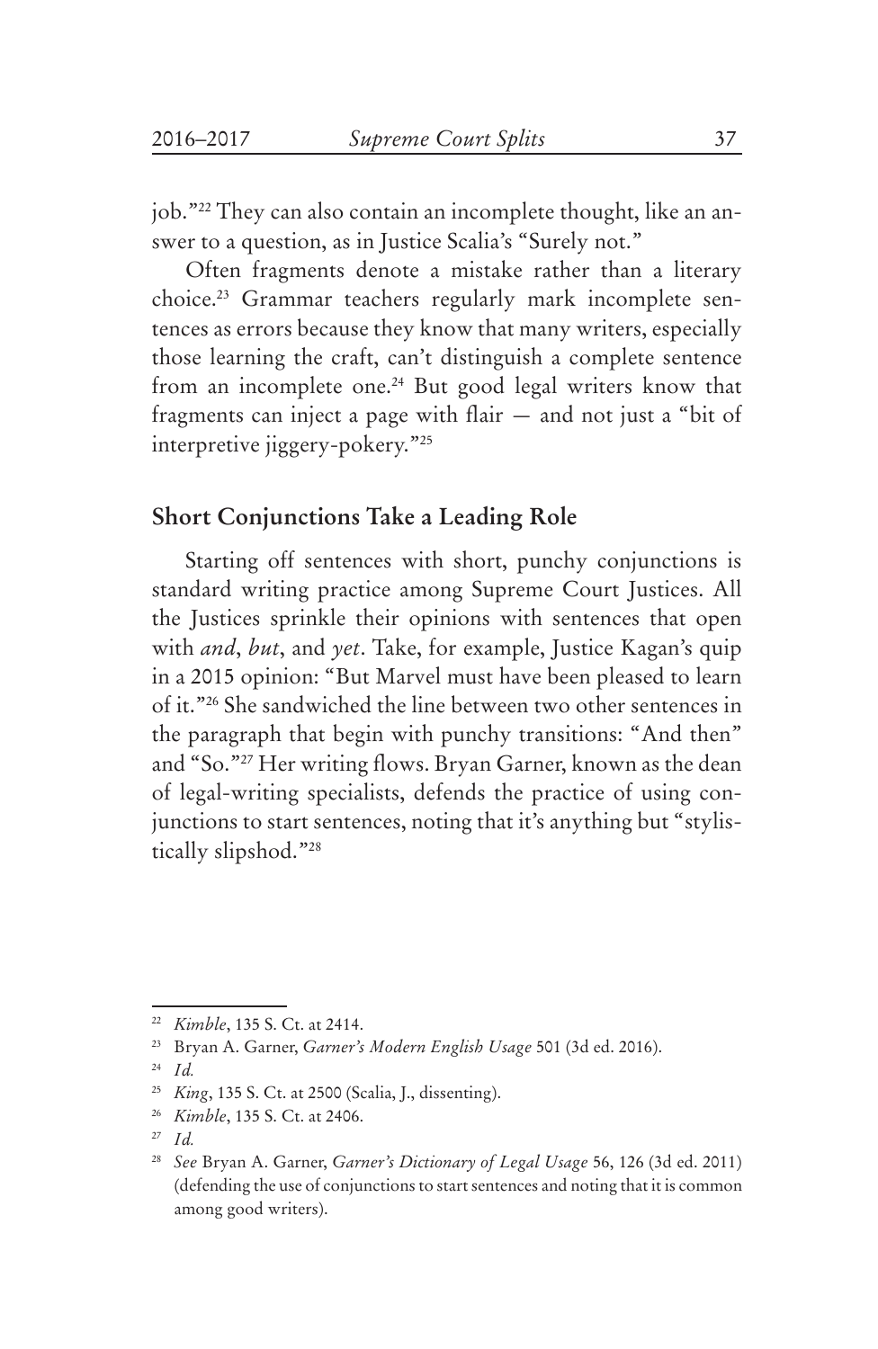job."[22] They can also contain an incomplete thought, like an answer to a question, as in Justice Scalia's "Surely not."

Often fragments denote a mistake rather than a literary choice.[23] Grammar teachers regularly mark incomplete sentences as errors because they know that many writers, especially those learning the craft, can't distinguish a complete sentence from an incomplete one.[24] But good legal writers know that fragments can inject a page with flair — and not just a "bit of interpretive jiggery-pokery."[25]

## Short Conjunctions Take a Leading Role

Starting off sentences with short, punchy conjunctions is standard writing practice among Supreme Court Justices. All the Justices sprinkle their opinions with sentences that open with *and*, *but*, and *yet*. Take, for example, Justice Kagan's quip in a 2015 opinion: "But Marvel must have been pleased to learn of it."[26] She sandwiched the line between two other sentences in the paragraph that begin with punchy transitions: "And then" and "So."[27] Her writing flows. Bryan Garner, known as the dean of legal-writing specialists, defends the practice of using conjunctions to start sentences, noting that it's anything but "stylistically slipshod."[28]

---

[22] *Kimble*, 135 S. Ct. at 2414.

[23] Bryan A. Garner, *Garner's Modern English Usage* 501 (3d ed. 2016).

[24] *Id.*

[25] *King*, 135 S. Ct. at 2500 (Scalia, J., dissenting).

[26] *Kimble*, 135 S. Ct. at 2406.

[27] *Id.*

[28] *See* Bryan A. Garner, *Garner's Dictionary of Legal Usage* 56, 126 (3d ed. 2011) (defending the use of conjunctions to start sentences and noting that it is common among good writers).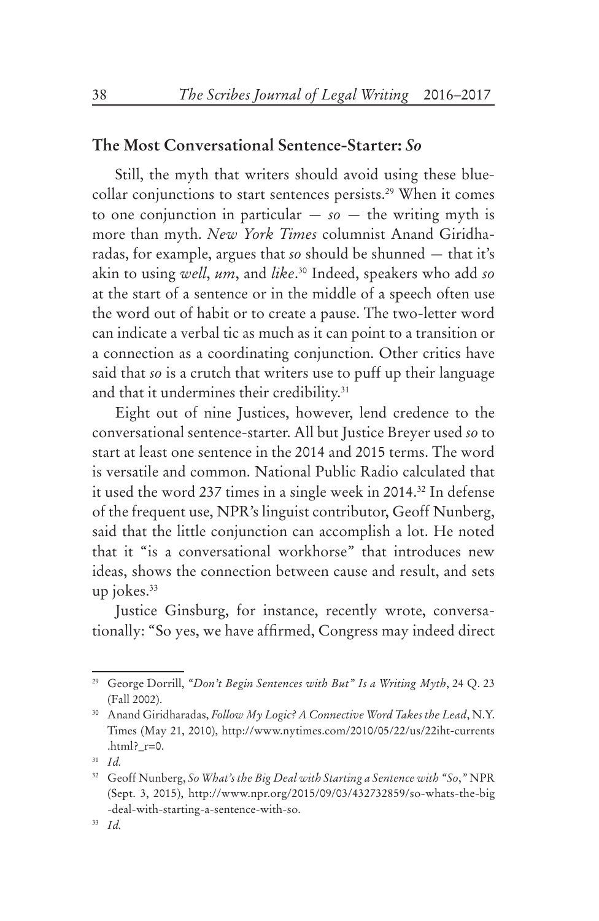## The Most Conversational Sentence-Starter: *So*

Still, the myth that writers should avoid using these blue-collar conjunctions to start sentences persists.[29] When it comes to one conjunction in particular — *so* — the writing myth is more than myth. *New York Times* columnist Anand Giridharadas, for example, argues that *so* should be shunned — that it's akin to using *well*, *um*, and *like*.[30] Indeed, speakers who add *so* at the start of a sentence or in the middle of a speech often use the word out of habit or to create a pause. The two-letter word can indicate a verbal tic as much as it can point to a transition or a connection as a coordinating conjunction. Other critics have said that *so* is a crutch that writers use to puff up their language and that it undermines their credibility.[31]

Eight out of nine Justices, however, lend credence to the conversational sentence-starter. All but Justice Breyer used *so* to start at least one sentence in the 2014 and 2015 terms. The word is versatile and common. National Public Radio calculated that it used the word 237 times in a single week in 2014.[32] In defense of the frequent use, NPR's linguist contributor, Geoff Nunberg, said that the little conjunction can accomplish a lot. He noted that it "is a conversational workhorse" that introduces new ideas, shows the connection between cause and result, and sets up jokes.[33]

Justice Ginsburg, for instance, recently wrote, conversationally: "So yes, we have affirmed, Congress may indeed direct

---

[29] George Dorrill, *"Don't Begin Sentences with But" Is a Writing Myth*, 24 Q. 23 (Fall 2002).

[30] Anand Giridharadas, *Follow My Logic? A Connective Word Takes the Lead*, N.Y. Times (May 21, 2010), http://www.nytimes.com/2010/05/22/us/22iht-currents.html?_r=0.

[31] *Id.*

[32] Geoff Nunberg, *So What's the Big Deal with Starting a Sentence with "So,"* NPR (Sept. 3, 2015), http://www.npr.org/2015/09/03/432732859/so-whats-the-big-deal-with-starting-a-sentence-with-so.

[33] *Id.*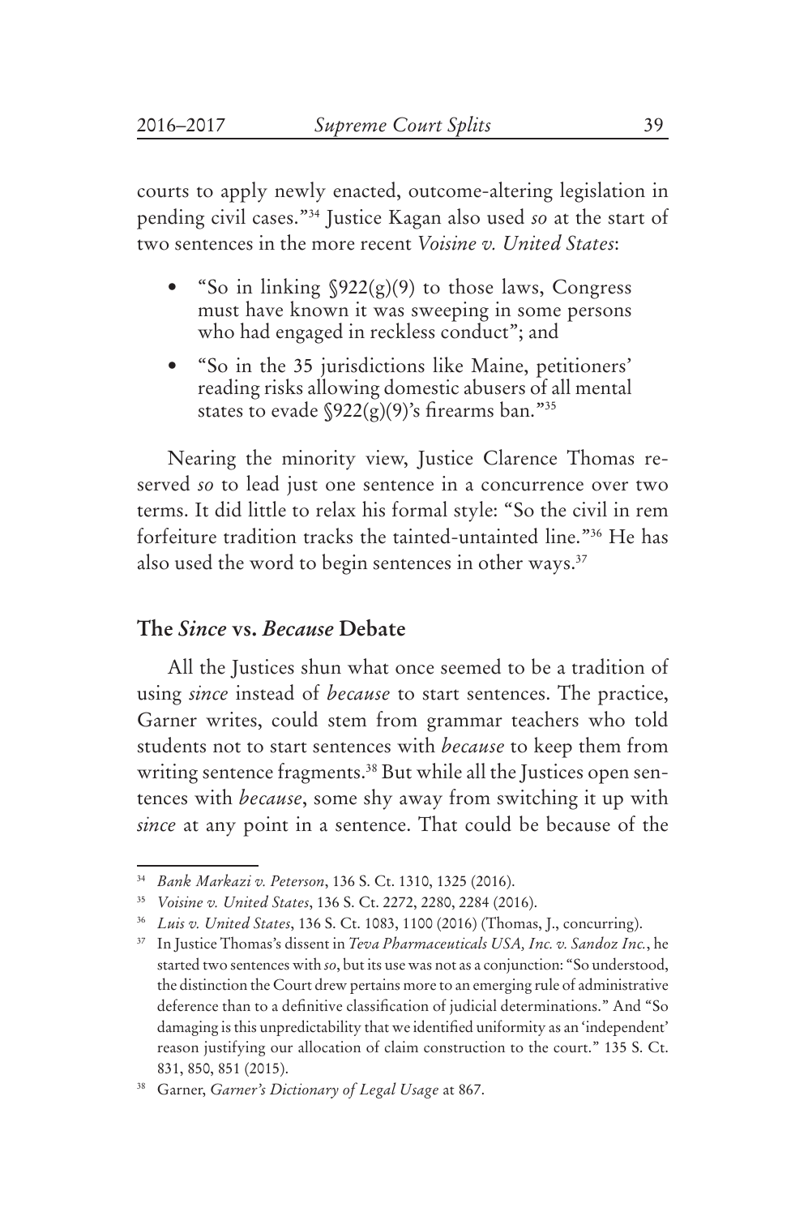courts to apply newly enacted, outcome-altering legislation in pending civil cases."[34] Justice Kagan also used *so* at the start of two sentences in the more recent *Voisine v. United States*:

- "So in linking §922(g)(9) to those laws, Congress must have known it was sweeping in some persons who had engaged in reckless conduct"; and
- "So in the 35 jurisdictions like Maine, petitioners' reading risks allowing domestic abusers of all mental states to evade §922(g)(9)'s firearms ban."[35]

Nearing the minority view, Justice Clarence Thomas reserved *so* to lead just one sentence in a concurrence over two terms. It did little to relax his formal style: "So the civil in rem forfeiture tradition tracks the tainted-untainted line."[36] He has also used the word to begin sentences in other ways.[37]

## The *Since* vs. *Because* Debate

All the Justices shun what once seemed to be a tradition of using *since* instead of *because* to start sentences. The practice, Garner writes, could stem from grammar teachers who told students not to start sentences with *because* to keep them from writing sentence fragments.[38] But while all the Justices open sentences with *because*, some shy away from switching it up with *since* at any point in a sentence. That could be because of the

---

[34] *Bank Markazi v. Peterson*, 136 S. Ct. 1310, 1325 (2016).

[35] *Voisine v. United States*, 136 S. Ct. 2272, 2280, 2284 (2016).

[36] *Luis v. United States*, 136 S. Ct. 1083, 1100 (2016) (Thomas, J., concurring).

[37] In Justice Thomas's dissent in *Teva Pharmaceuticals USA, Inc. v. Sandoz Inc.*, he started two sentences with *so*, but its use was not as a conjunction: "So understood, the distinction the Court drew pertains more to an emerging rule of administrative deference than to a definitive classification of judicial determinations." And "So damaging is this unpredictability that we identified uniformity as an 'independent' reason justifying our allocation of claim construction to the court." 135 S. Ct. 831, 850, 851 (2015).

[38] Garner, *Garner's Dictionary of Legal Usage* at 867.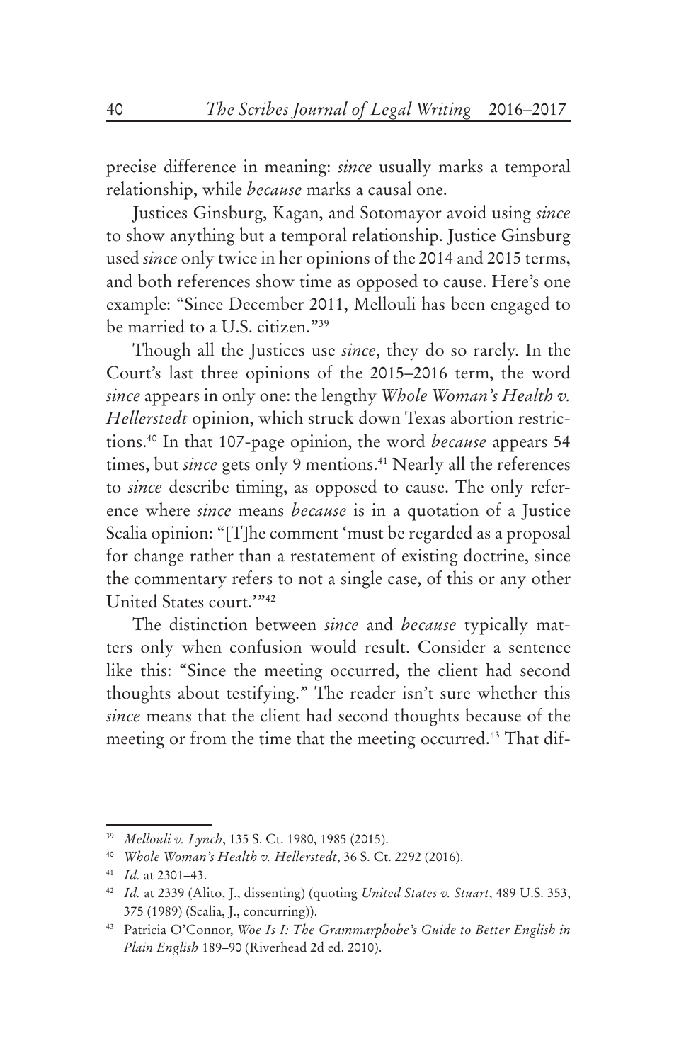precise difference in meaning: *since* usually marks a temporal relationship, while *because* marks a causal one.

Justices Ginsburg, Kagan, and Sotomayor avoid using *since* to show anything but a temporal relationship. Justice Ginsburg used *since* only twice in her opinions of the 2014 and 2015 terms, and both references show time as opposed to cause. Here's one example: "Since December 2011, Mellouli has been engaged to be married to a U.S. citizen."[39]

Though all the Justices use *since*, they do so rarely. In the Court's last three opinions of the 2015–2016 term, the word *since* appears in only one: the lengthy *Whole Woman's Health v. Hellerstedt* opinion, which struck down Texas abortion restrictions.[40] In that 107-page opinion, the word *because* appears 54 times, but *since* gets only 9 mentions.[41] Nearly all the references to *since* describe timing, as opposed to cause. The only reference where *since* means *because* is in a quotation of a Justice Scalia opinion: "[T]he comment 'must be regarded as a proposal for change rather than a restatement of existing doctrine, since the commentary refers to not a single case, of this or any other United States court.'"[42]

The distinction between *since* and *because* typically matters only when confusion would result. Consider a sentence like this: "Since the meeting occurred, the client had second thoughts about testifying." The reader isn't sure whether this *since* means that the client had second thoughts because of the meeting or from the time that the meeting occurred.[43] That dif-

---

[39] *Mellouli v. Lynch*, 135 S. Ct. 1980, 1985 (2015).

[40] *Whole Woman's Health v. Hellerstedt*, 36 S. Ct. 2292 (2016).

[41] *Id.* at 2301–43.

[42] *Id.* at 2339 (Alito, J., dissenting) (quoting *United States v. Stuart*, 489 U.S. 353, 375 (1989) (Scalia, J., concurring)).

[43] Patricia O'Connor, *Woe Is I: The Grammarphobe's Guide to Better English in Plain English* 189–90 (Riverhead 2d ed. 2010).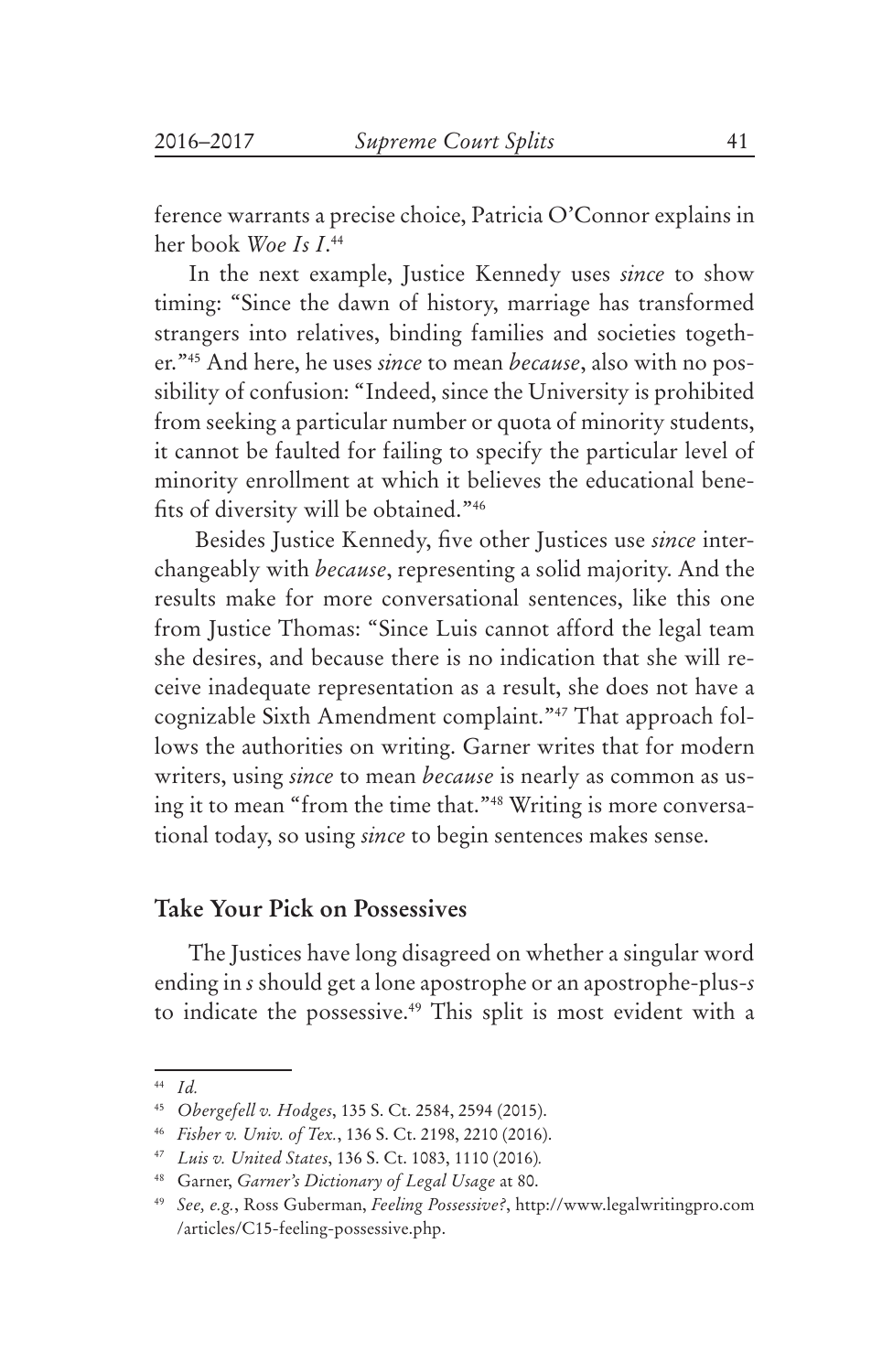ference warrants a precise choice, Patricia O'Connor explains in her book *Woe Is I*.[44]

In the next example, Justice Kennedy uses *since* to show timing: "Since the dawn of history, marriage has transformed strangers into relatives, binding families and societies together."[45] And here, he uses *since* to mean *because*, also with no possibility of confusion: "Indeed, since the University is prohibited from seeking a particular number or quota of minority students, it cannot be faulted for failing to specify the particular level of minority enrollment at which it believes the educational benefits of diversity will be obtained."[46]

Besides Justice Kennedy, five other Justices use *since* interchangeably with *because*, representing a solid majority. And the results make for more conversational sentences, like this one from Justice Thomas: "Since Luis cannot afford the legal team she desires, and because there is no indication that she will receive inadequate representation as a result, she does not have a cognizable Sixth Amendment complaint."[47] That approach follows the authorities on writing. Garner writes that for modern writers, using *since* to mean *because* is nearly as common as using it to mean "from the time that."[48] Writing is more conversational today, so using *since* to begin sentences makes sense.

### Take Your Pick on Possessives

The Justices have long disagreed on whether a singular word ending in *s* should get a lone apostrophe or an apostrophe-plus-*s* to indicate the possessive.[49] This split is most evident with a

---

[44] *Id.*

[45] *Obergefell v. Hodges*, 135 S. Ct. 2584, 2594 (2015).

[46] *Fisher v. Univ. of Tex.*, 136 S. Ct. 2198, 2210 (2016).

[47] *Luis v. United States*, 136 S. Ct. 1083, 1110 (2016).

[48] Garner, *Garner's Dictionary of Legal Usage* at 80.

[49] *See, e.g.*, Ross Guberman, *Feeling Possessive?*, http://www.legalwritingpro.com/articles/C15-feeling-possessive.php.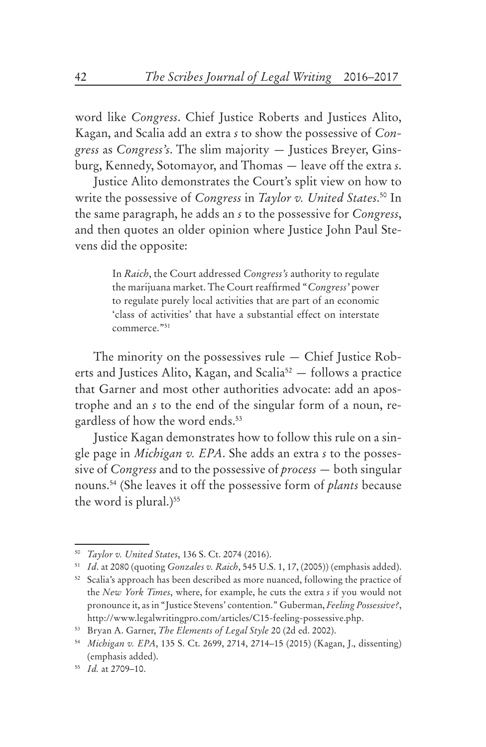word like *Congress*. Chief Justice Roberts and Justices Alito, Kagan, and Scalia add an extra *s* to show the possessive of *Congress* as *Congress's*. The slim majority — Justices Breyer, Ginsburg, Kennedy, Sotomayor, and Thomas — leave off the extra *s*.

Justice Alito demonstrates the Court's split view on how to write the possessive of *Congress* in *Taylor v. United States*.[50] In the same paragraph, he adds an *s* to the possessive for *Congress*, and then quotes an older opinion where Justice John Paul Stevens did the opposite:

> In *Raich*, the Court addressed *Congress's* authority to regulate the marijuana market. The Court reaffirmed "*Congress'* power to regulate purely local activities that are part of an economic 'class of activities' that have a substantial effect on interstate commerce."[51]

The minority on the possessives rule — Chief Justice Roberts and Justices Alito, Kagan, and Scalia[52] — follows a practice that Garner and most other authorities advocate: add an apostrophe and an *s* to the end of the singular form of a noun, regardless of how the word ends.[53]

Justice Kagan demonstrates how to follow this rule on a single page in *Michigan v. EPA*. She adds an extra *s* to the possessive of *Congress* and to the possessive of *process* — both singular nouns.[54] (She leaves it off the possessive form of *plants* because the word is plural.)[55]

---

[50] *Taylor v. United States*, 136 S. Ct. 2074 (2016).

[51] *Id*. at 2080 (quoting *Gonzales v. Raich*, 545 U.S. 1, 17, (2005)) (emphasis added).

[52] Scalia's approach has been described as more nuanced, following the practice of the *New York Times*, where, for example, he cuts the extra *s* if you would not pronounce it, as in "Justice Stevens' contention." Guberman, *Feeling Possessive?*, http://www.legalwritingpro.com/articles/C15-feeling-possessive.php.

[53] Bryan A. Garner, *The Elements of Legal Style* 20 (2d ed. 2002).

[54] *Michigan v. EPA*, 135 S. Ct. 2699, 2714, 2714–15 (2015) (Kagan, J., dissenting) (emphasis added).

[55] *Id.* at 2709–10.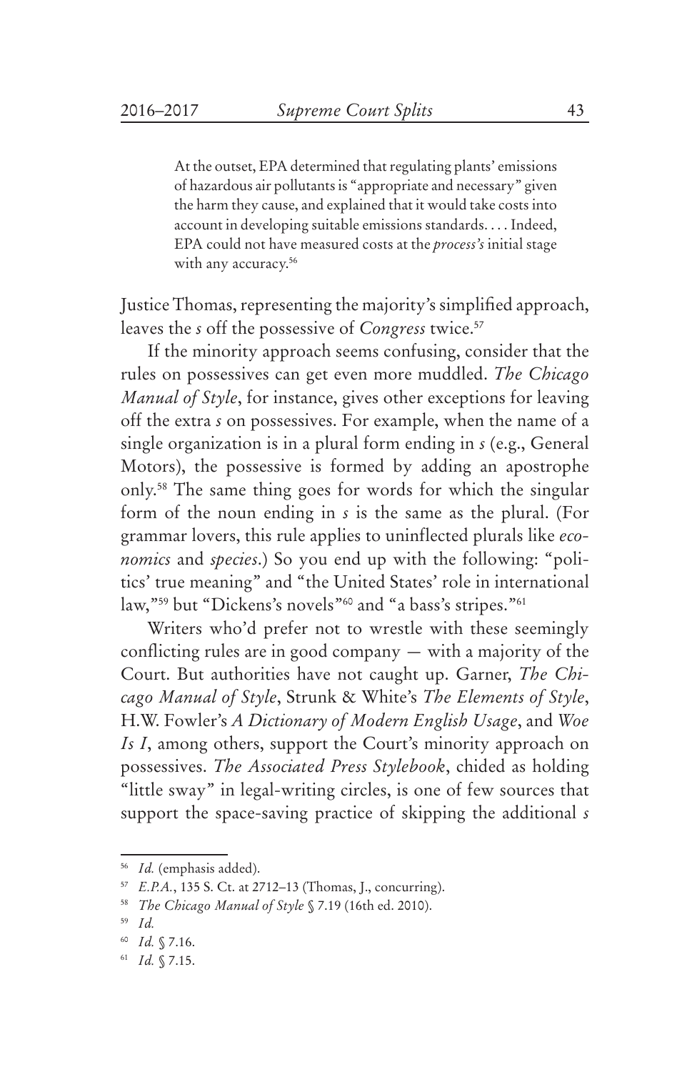> At the outset, EPA determined that regulating plants' emissions of hazardous air pollutants is "appropriate and necessary" given the harm they cause, and explained that it would take costs into account in developing suitable emissions standards. . . . Indeed, EPA could not have measured costs at the *process's* initial stage with any accuracy.[56]

Justice Thomas, representing the majority's simplified approach, leaves the *s* off the possessive of *Congress* twice.[57]

If the minority approach seems confusing, consider that the rules on possessives can get even more muddled. *The Chicago Manual of Style*, for instance, gives other exceptions for leaving off the extra *s* on possessives. For example, when the name of a single organization is in a plural form ending in *s* (e.g., General Motors), the possessive is formed by adding an apostrophe only.[58] The same thing goes for words for which the singular form of the noun ending in *s* is the same as the plural. (For grammar lovers, this rule applies to uninflected plurals like *economics* and *species*.) So you end up with the following: "politics' true meaning" and "the United States' role in international law,"[59] but "Dickens's novels"[60] and "a bass's stripes."[61]

Writers who'd prefer not to wrestle with these seemingly conflicting rules are in good company — with a majority of the Court. But authorities have not caught up. Garner, *The Chicago Manual of Style*, Strunk & White's *The Elements of Style*, H.W. Fowler's *A Dictionary of Modern English Usage*, and *Woe Is I*, among others, support the Court's minority approach on possessives. *The Associated Press Stylebook*, chided as holding "little sway" in legal-writing circles, is one of few sources that support the space-saving practice of skipping the additional *s*

---

[56] *Id.* (emphasis added).

[57] *E.P.A.*, 135 S. Ct. at 2712–13 (Thomas, J., concurring).

[58] *The Chicago Manual of Style* § 7.19 (16th ed. 2010).

[59] *Id.*

[60] *Id.* § 7.16.

[61] *Id.* § 7.15.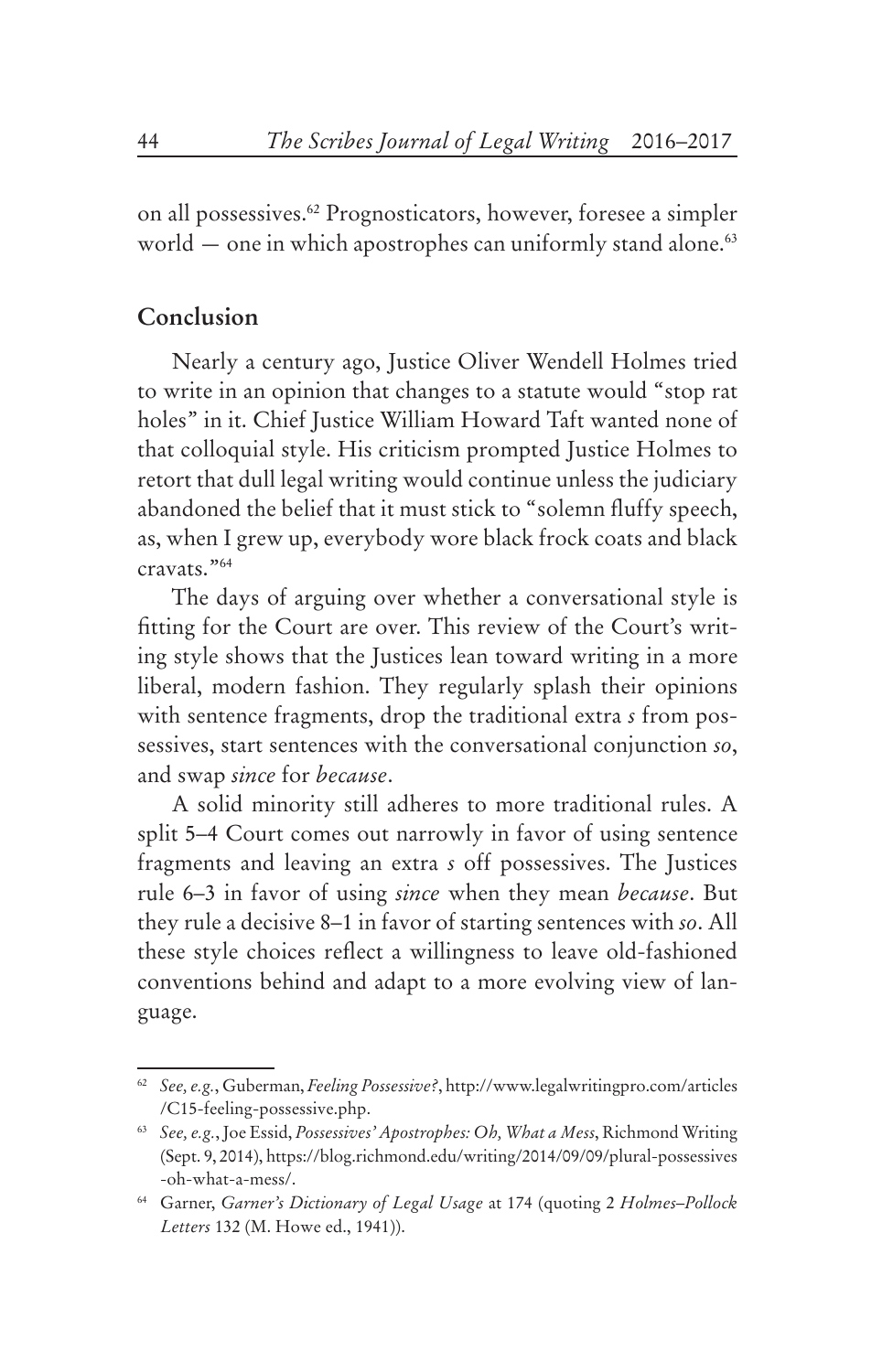on all possessives.[62] Prognosticators, however, foresee a simpler world — one in which apostrophes can uniformly stand alone.[63]

## Conclusion

Nearly a century ago, Justice Oliver Wendell Holmes tried to write in an opinion that changes to a statute would "stop rat holes" in it. Chief Justice William Howard Taft wanted none of that colloquial style. His criticism prompted Justice Holmes to retort that dull legal writing would continue unless the judiciary abandoned the belief that it must stick to "solemn fluffy speech, as, when I grew up, everybody wore black frock coats and black cravats."[64]

The days of arguing over whether a conversational style is fitting for the Court are over. This review of the Court's writing style shows that the Justices lean toward writing in a more liberal, modern fashion. They regularly splash their opinions with sentence fragments, drop the traditional extra *s* from possessives, start sentences with the conversational conjunction *so*, and swap *since* for *because*.

A solid minority still adheres to more traditional rules. A split 5–4 Court comes out narrowly in favor of using sentence fragments and leaving an extra *s* off possessives. The Justices rule 6–3 in favor of using *since* when they mean *because*. But they rule a decisive 8–1 in favor of starting sentences with *so*. All these style choices reflect a willingness to leave old-fashioned conventions behind and adapt to a more evolving view of language.

---

[62] *See, e.g.*, Guberman, *Feeling Possessive?*, http://www.legalwritingpro.com/articles/C15-feeling-possessive.php.

[63] *See, e.g.*, Joe Essid, *Possessives' Apostrophes: Oh, What a Mess*, Richmond Writing (Sept. 9, 2014), https://blog.richmond.edu/writing/2014/09/09/plural-possessives-oh-what-a-mess/.

[64] Garner, *Garner's Dictionary of Legal Usage* at 174 (quoting 2 *Holmes–Pollock Letters* 132 (M. Howe ed., 1941)).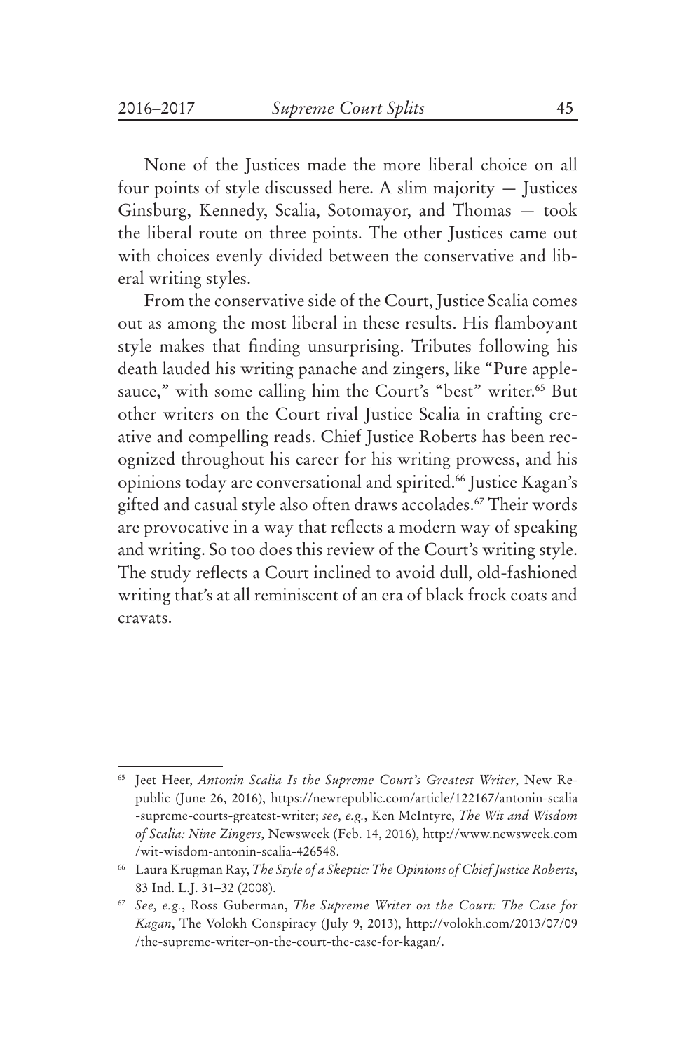None of the Justices made the more liberal choice on all four points of style discussed here. A slim majority — Justices Ginsburg, Kennedy, Scalia, Sotomayor, and Thomas — took the liberal route on three points. The other Justices came out with choices evenly divided between the conservative and liberal writing styles.

From the conservative side of the Court, Justice Scalia comes out as among the most liberal in these results. His flamboyant style makes that finding unsurprising. Tributes following his death lauded his writing panache and zingers, like "Pure applesauce," with some calling him the Court's "best" writer.[65] But other writers on the Court rival Justice Scalia in crafting creative and compelling reads. Chief Justice Roberts has been recognized throughout his career for his writing prowess, and his opinions today are conversational and spirited.[66] Justice Kagan's gifted and casual style also often draws accolades.[67] Their words are provocative in a way that reflects a modern way of speaking and writing. So too does this review of the Court's writing style. The study reflects a Court inclined to avoid dull, old-fashioned writing that's at all reminiscent of an era of black frock coats and cravats.

---

[65] Jeet Heer, *Antonin Scalia Is the Supreme Court's Greatest Writer*, New Republic (June 26, 2016), https://newrepublic.com/article/122167/antonin-scalia-supreme-courts-greatest-writer; *see, e.g.*, Ken McIntyre, *The Wit and Wisdom of Scalia: Nine Zingers*, Newsweek (Feb. 14, 2016), http://www.newsweek.com/wit-wisdom-antonin-scalia-426548.

[66] Laura Krugman Ray, *The Style of a Skeptic: The Opinions of Chief Justice Roberts*, 83 Ind. L.J. 31–32 (2008).

[67] *See, e.g.*, Ross Guberman, *The Supreme Writer on the Court: The Case for Kagan*, The Volokh Conspiracy (July 9, 2013), http://volokh.com/2013/07/09/the-supreme-writer-on-the-court-the-case-for-kagan/.